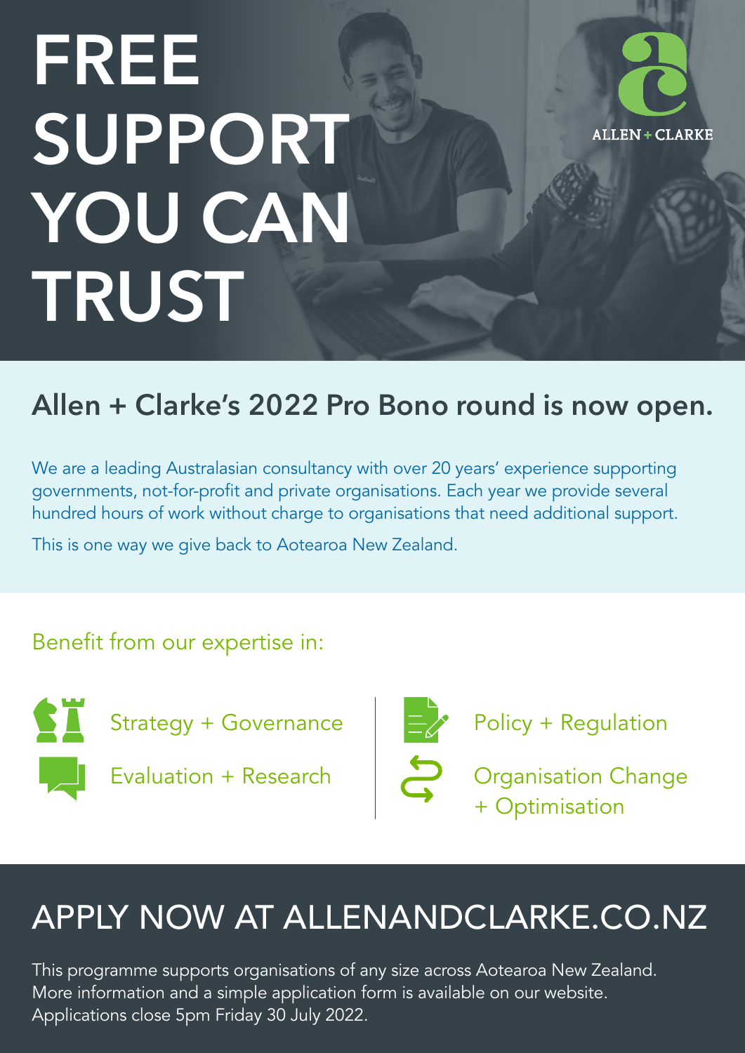# FREE SUPPORT YOU CAN TRUST

ALLEN + CLARKE

## Allen + Clarke's 2022 Pro Bono round is now open.

We are a leading Australasian consultancy with over 20 years' experience supporting governments, not-for-profit and private organisations. Each year we provide several hundred hours of work without charge to organisations that need additional support.

This is one way we give back to Aotearoa New Zealand.

### Benefit from our expertise in:

- Strategy + Governance
- Evaluation + Research
- Policy + Regulation
- Organisation Change + Optimisation

## APPLY NOW AT ALLENANDCLARKE.CO.NZ

This programme supports organisations of any size across Aotearoa New Zealand. More information and a simple application form is available on our website. Applications close 5pm Friday 30 July 2022.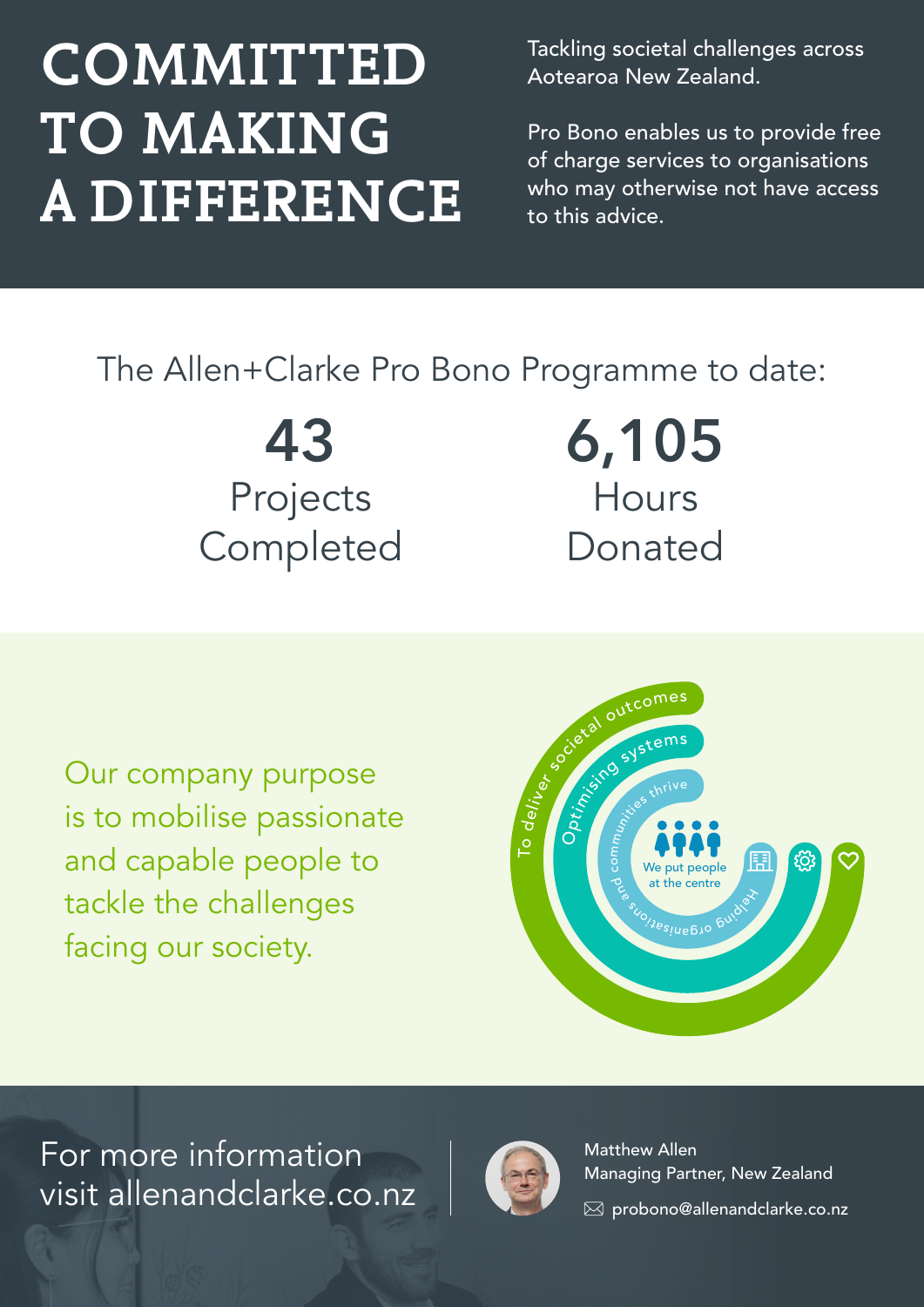# COMMITTED TO MAKING A DIFFERENCE

Tackling societal challenges across Aotearoa New Zealand.

Pro Bono enables us to provide free of charge services to organisations who may otherwise not have access to this advice.

## The Allen+Clarke Pro Bono Programme to date:

**43**
Projects Completed

**6,105**
Hours Donated

Our company purpose is to mobilise passionate and capable people to tackle the challenges facing our society.

To deliver societal outcomes
Optimising systems
Helping organisations and communities thrive
We put people at the centre

For more information visit allenandclarke.co.nz

Matthew Allen
Managing Partner, New Zealand
probono@allenandclarke.co.nz